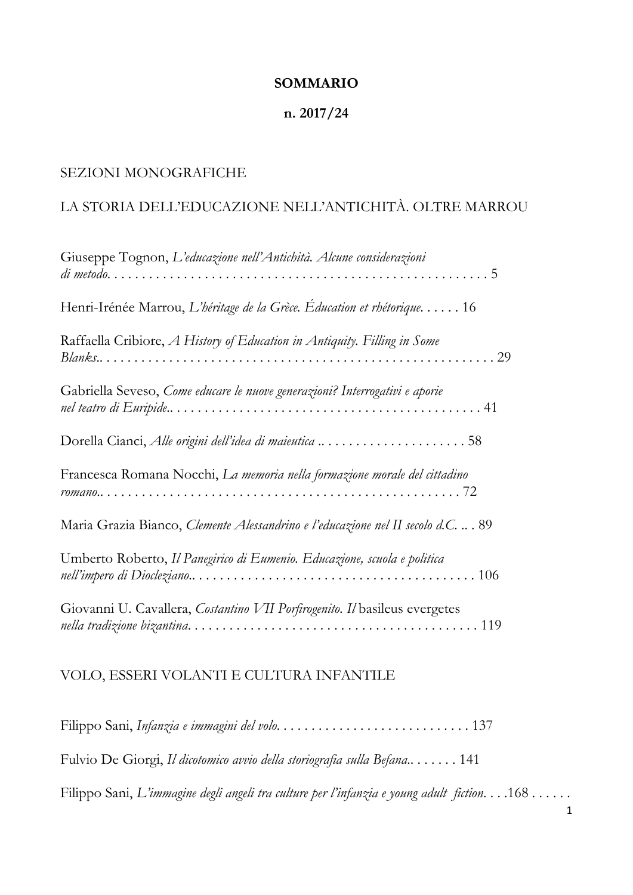# SOMMARIO

## n. 2017/24

## SEZIONI MONOGRAFICHE

## LA STORIA DELL'EDUCAZIONE NELL'ANTICHITÀ. OLTRE MARROU

Giuseppe Tognon, *L'educazione nell'Antichità. Alcune considerazioni di metodo*. . . . . . . . . . . . . . . . . . . . . . . . . . . . . . . . . . . . . . . . . . . . . . . . . . . . . 5

Henri-Irénée Marrou, *L'héritage de la Grèce. Éducation et rhétorique*. . . . . . 16

Raffaella Cribiore, *A History of Education in Antiquity. Filling in Some Blanks*.. . . . . . . . . . . . . . . . . . . . . . . . . . . . . . . . . . . . . . . . . . . . . . . . . . . . . . . . 29

Gabriella Seveso, *Come educare le nuove generazioni? Interrogativi e aporie nel teatro di Euripide*.. . . . . . . . . . . . . . . . . . . . . . . . . . . . . . . . . . . . . . . . . . . . . 41

Dorella Cianci, *Alle origini dell'idea di maieutica* .. . . . . . . . . . . . . . . . . . . . . 58

Francesca Romana Nocchi, *La memoria nella formazione morale del cittadino romano*.. . . . . . . . . . . . . . . . . . . . . . . . . . . . . . . . . . . . . . . . . . . . . . . . . . . . 72

Maria Grazia Bianco, *Clemente Alessandrino e l'educazione nel II secolo d.C.* .. . 89

Umberto Roberto, *Il Panegirico di Eumenio. Educazione, scuola e politica nell'impero di Diocleziano*.. . . . . . . . . . . . . . . . . . . . . . . . . . . . . . . . . . . . . . . . . 106

Giovanni U. Cavallera, *Costantino VII Porfirogenito. Il* basileus evergetes *nella tradizione bizantina*. . . . . . . . . . . . . . . . . . . . . . . . . . . . . . . . . . . . . . . . . . 119

## VOLO, ESSERI VOLANTI E CULTURA INFANTILE

Filippo Sani, *Infanzia e immagini del volo*. . . . . . . . . . . . . . . . . . . . . . . . . . . . 137

Fulvio De Giorgi, *Il dicotomico avvio della storiografia sulla Befana*.. . . . . . . 141

Filippo Sani, *L'immagine degli angeli tra culture per l'infanzia e young adult fiction*. . . .168 . . . . . .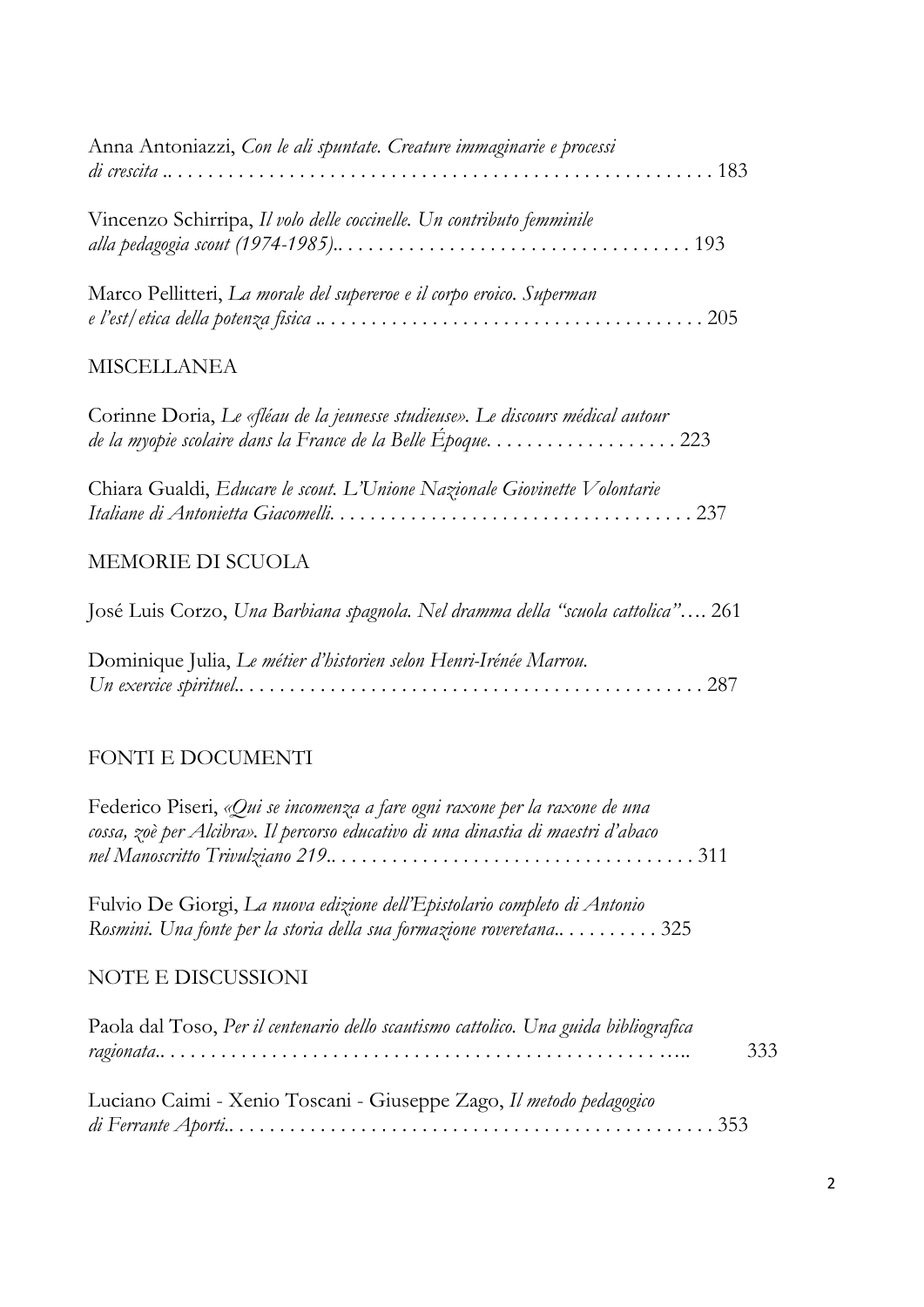Anna Antoniazzi, *Con le ali spuntate. Creature immaginarie e processi di crescita* .. . . . . . . . . . . . . . . . . . . . . . . . . . . . . . . . . . . . . . . . . . . . . . . . . . . . . 183

Vincenzo Schirripa, *Il volo delle coccinelle. Un contributo femminile alla pedagogia scout (1974-1985)*.. . . . . . . . . . . . . . . . . . . . . . . . . . . . . . . . . . 193

Marco Pellitteri, *La morale del supereroe e il corpo eroico. Superman e l'est/etica della potenza fisica* .. . . . . . . . . . . . . . . . . . . . . . . . . . . . . . . . . . . . . . 205

## MISCELLANEA

Corinne Doria, *Le «fléau de la jeunesse studieuse». Le discours médical autour de la myopie scolaire dans la France de la Belle Époque*. . . . . . . . . . . . . . . . . . . 223

Chiara Gualdi, *Educare le scout. L'Unione Nazionale Giovinette Volontarie Italiane di Antonietta Giacomelli*. . . . . . . . . . . . . . . . . . . . . . . . . . . . . . . . . . . . 237

## MEMORIE DI SCUOLA

José Luis Corzo, *Una Barbiana spagnola. Nel dramma della "scuola cattolica"*…. 261

Dominique Julia, *Le métier d'historien selon Henri-Irénée Marrou. Un exercice spirituel*.. . . . . . . . . . . . . . . . . . . . . . . . . . . . . . . . . . . . . . . . . . . . . 287

## FONTI E DOCUMENTI

Federico Piseri, *«Qui se incomenza a fare ogni raxone per la raxone de una cossa, zoè per Alcibra». Il percorso educativo di una dinastia di maestri d'abaco nel Manoscritto Trivulziano 219*.. . . . . . . . . . . . . . . . . . . . . . . . . . . . . . . . . . . 311

Fulvio De Giorgi, *La nuova edizione dell'Epistolario completo di Antonio Rosmini. Una fonte per la storia della sua formazione roveretana*.. . . . . . . . . . 325

## NOTE E DISCUSSIONI

Paola dal Toso, *Per il centenario dello scautismo cattolico. Una guida bibliografica ragionata*.. . . . . . . . . . . . . . . . . . . . . . . . . . . . . . . . . . . . . . . . . . . . . . . . . ….. 333

Luciano Caimi - Xenio Toscani - Giuseppe Zago, *Il metodo pedagogico di Ferrante Aporti*.. . . . . . . . . . . . . . . . . . . . . . . . . . . . . . . . . . . . . . . . . . . . . . . 353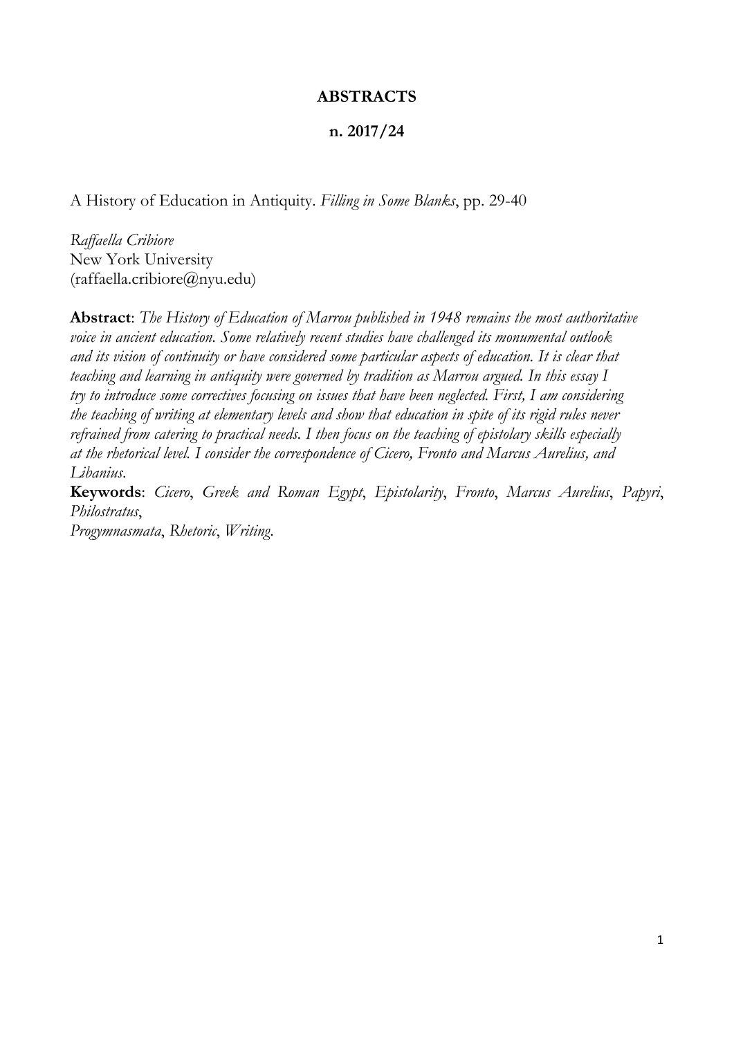**ABSTRACTS**

**n. 2017/24**

A History of Education in Antiquity. *Filling in Some Blanks*, pp. 29-40

*Raffaella Cribiore*
New York University
(raffaella.cribiore@nyu.edu)

**Abstract**: *The History of Education of Marrou published in 1948 remains the most authoritative voice in ancient education. Some relatively recent studies have challenged its monumental outlook and its vision of continuity or have considered some particular aspects of education. It is clear that teaching and learning in antiquity were governed by tradition as Marrou argued. In this essay I try to introduce some correctives focusing on issues that have been neglected. First, I am considering the teaching of writing at elementary levels and show that education in spite of its rigid rules never refrained from catering to practical needs. I then focus on the teaching of epistolary skills especially at the rhetorical level. I consider the correspondence of Cicero, Fronto and Marcus Aurelius, and Libanius.*

**Keywords**: *Cicero*, *Greek and Roman Egypt*, *Epistolarity*, *Fronto*, *Marcus Aurelius*, *Papyri*, *Philostratus*,
*Progymnasmata*, *Rhetoric*, *Writing.*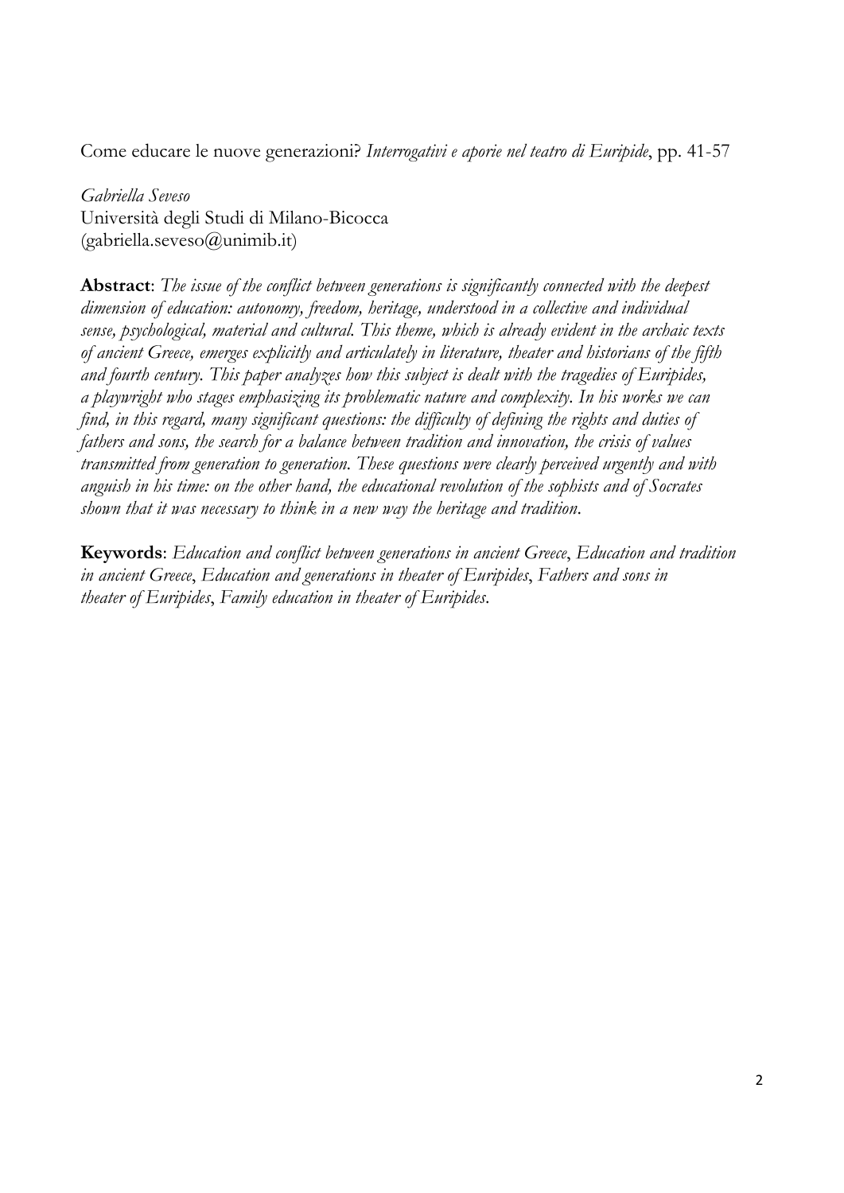Come educare le nuove generazioni? *Interrogativi e aporie nel teatro di Euripide*, pp. 41-57

*Gabriella Seveso*
Università degli Studi di Milano-Bicocca
(gabriella.seveso@unimib.it)

**Abstract**: *The issue of the conflict between generations is significantly connected with the deepest dimension of education: autonomy, freedom, heritage, understood in a collective and individual sense, psychological, material and cultural. This theme, which is already evident in the archaic texts of ancient Greece, emerges explicitly and articulately in literature, theater and historians of the fifth and fourth century. This paper analyzes how this subject is dealt with the tragedies of Euripides, a playwright who stages emphasizing its problematic nature and complexity. In his works we can find, in this regard, many significant questions: the difficulty of defining the rights and duties of fathers and sons, the search for a balance between tradition and innovation, the crisis of values transmitted from generation to generation. These questions were clearly perceived urgently and with anguish in his time: on the other hand, the educational revolution of the sophists and of Socrates shown that it was necessary to think in a new way the heritage and tradition.*

**Keywords**: *Education and conflict between generations in ancient Greece*, *Education and tradition in ancient Greece*, *Education and generations in theater of Euripides*, *Fathers and sons in theater of Euripides*, *Family education in theater of Euripides*.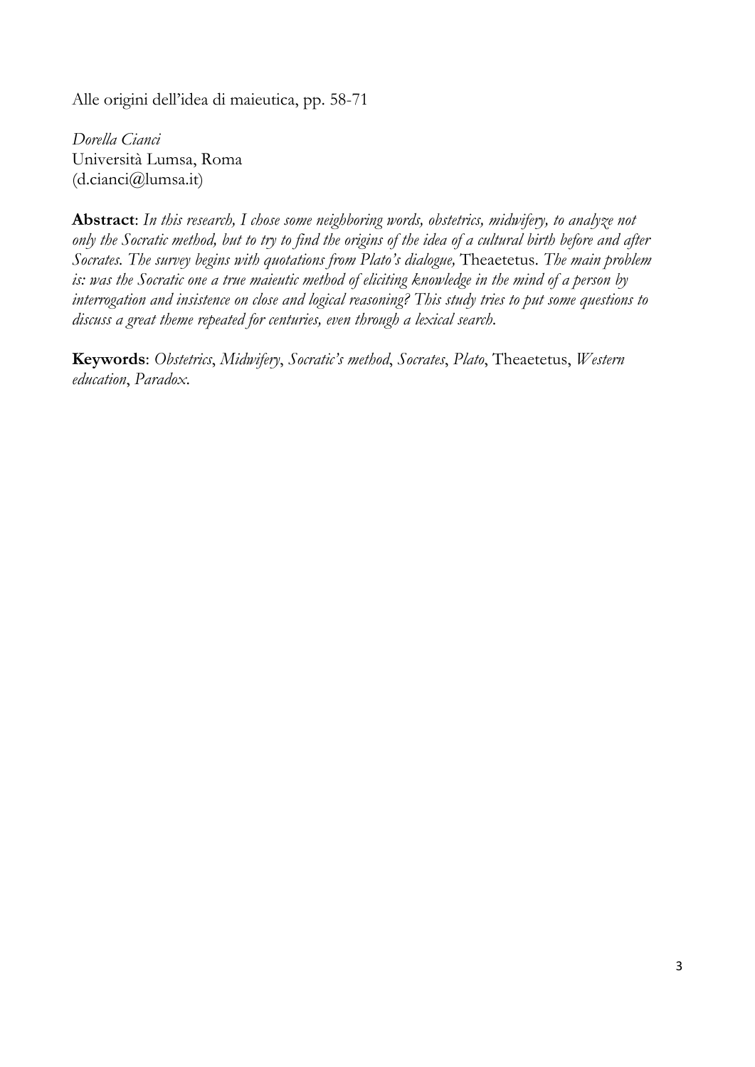Alle origini dell'idea di maieutica, pp. 58-71

*Dorella Cianci*
Università Lumsa, Roma
(d.cianci@lumsa.it)

**Abstract**: *In this research, I chose some neighboring words, obstetrics, midwifery, to analyze not only the Socratic method, but to try to find the origins of the idea of a cultural birth before and after Socrates. The survey begins with quotations from Plato's dialogue,* Theaetetus. *The main problem is: was the Socratic one a true maieutic method of eliciting knowledge in the mind of a person by interrogation and insistence on close and logical reasoning? This study tries to put some questions to discuss a great theme repeated for centuries, even through a lexical search.*

**Keywords**: *Obstetrics*, *Midwifery*, *Socratic's method*, *Socrates*, *Plato*, Theaetetus, *Western education*, *Paradox.*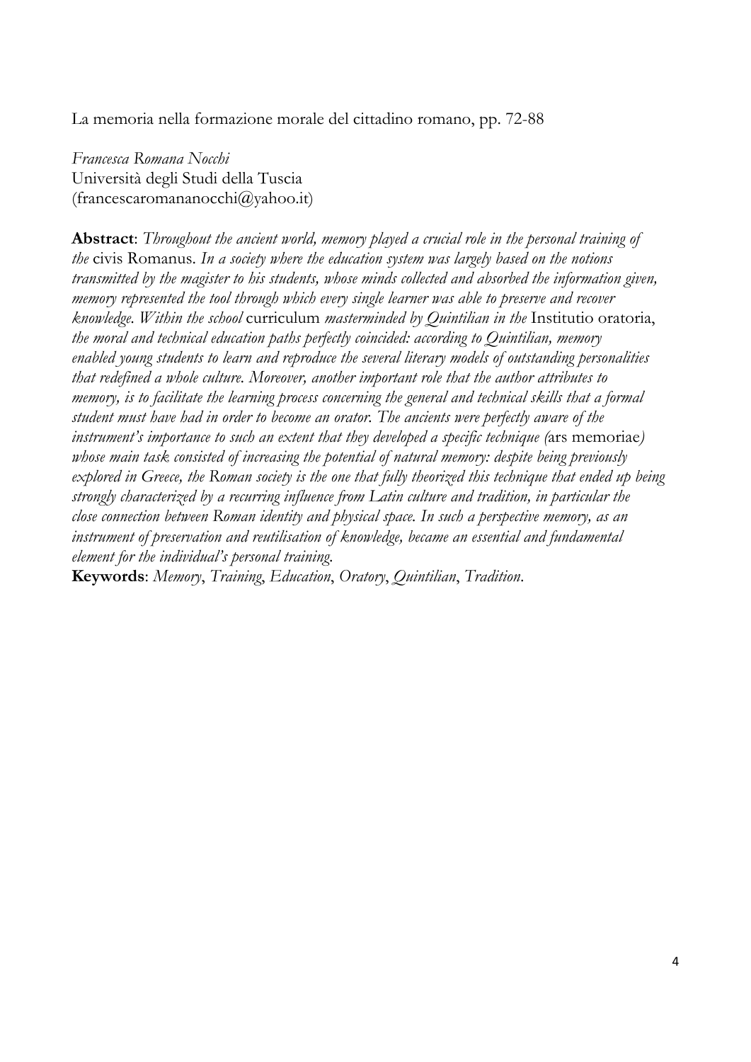La memoria nella formazione morale del cittadino romano, pp. 72-88

*Francesca Romana Nocchi*
Università degli Studi della Tuscia
(francescaromananocchi@yahoo.it)

**Abstract**: *Throughout the ancient world, memory played a crucial role in the personal training of the* civis Romanus. *In a society where the education system was largely based on the notions transmitted by the magister to his students, whose minds collected and absorbed the information given, memory represented the tool through which every single learner was able to preserve and recover knowledge. Within the school* curriculum *masterminded by Quintilian in the* Institutio oratoria, *the moral and technical education paths perfectly coincided: according to Quintilian, memory enabled young students to learn and reproduce the several literary models of outstanding personalities that redefined a whole culture. Moreover, another important role that the author attributes to memory, is to facilitate the learning process concerning the general and technical skills that a formal student must have had in order to become an orator. The ancients were perfectly aware of the instrument's importance to such an extent that they developed a specific technique (*ars memoriae*) whose main task consisted of increasing the potential of natural memory: despite being previously explored in Greece, the Roman society is the one that fully theorized this technique that ended up being strongly characterized by a recurring influence from Latin culture and tradition, in particular the close connection between Roman identity and physical space. In such a perspective memory, as an instrument of preservation and reutilisation of knowledge, became an essential and fundamental element for the individual's personal training.*
**Keywords**: *Memory*, *Training*, *Education*, *Oratory*, *Quintilian*, *Tradition*.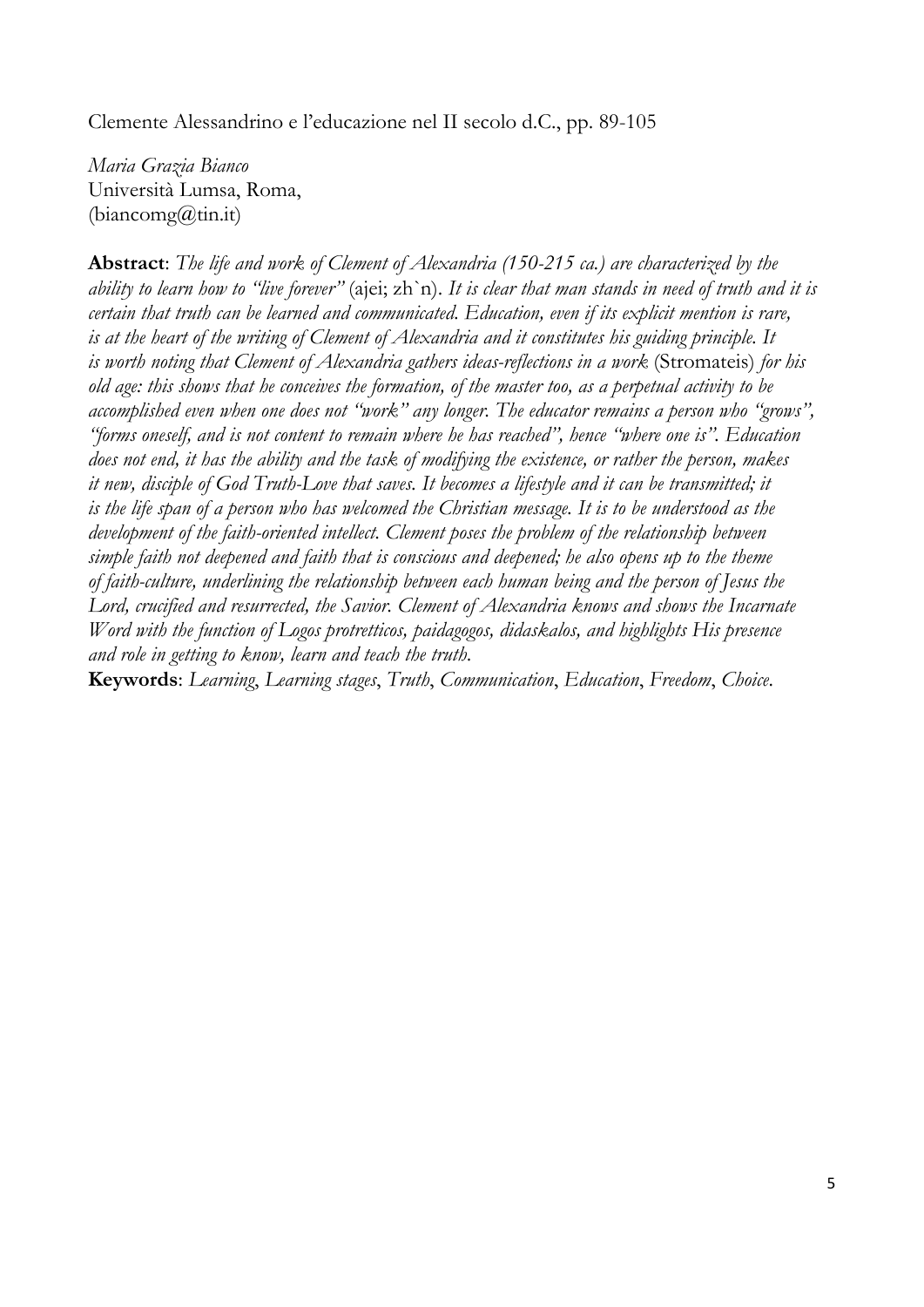Clemente Alessandrino e l'educazione nel II secolo d.C., pp. 89-105

*Maria Grazia Bianco*
Università Lumsa, Roma,
(biancomg@tin.it)

**Abstract**: *The life and work of Clement of Alexandria (150-215 ca.) are characterized by the ability to learn how to "live forever"* (ajei; zh`n). *It is clear that man stands in need of truth and it is certain that truth can be learned and communicated. Education, even if its explicit mention is rare, is at the heart of the writing of Clement of Alexandria and it constitutes his guiding principle. It is worth noting that Clement of Alexandria gathers ideas-reflections in a work* (Stromateis) *for his old age: this shows that he conceives the formation, of the master too, as a perpetual activity to be accomplished even when one does not "work" any longer. The educator remains a person who "grows", "forms oneself, and is not content to remain where he has reached", hence "where one is". Education does not end, it has the ability and the task of modifying the existence, or rather the person, makes it new, disciple of God Truth-Love that saves. It becomes a lifestyle and it can be transmitted; it is the life span of a person who has welcomed the Christian message. It is to be understood as the development of the faith-oriented intellect. Clement poses the problem of the relationship between simple faith not deepened and faith that is conscious and deepened; he also opens up to the theme of faith-culture, underlining the relationship between each human being and the person of Jesus the Lord, crucified and resurrected, the Savior. Clement of Alexandria knows and shows the Incarnate Word with the function of Logos protretticos, paidagogos, didaskalos, and highlights His presence and role in getting to know, learn and teach the truth.*

**Keywords**: *Learning*, *Learning stages*, *Truth*, *Communication*, *Education*, *Freedom*, *Choice*.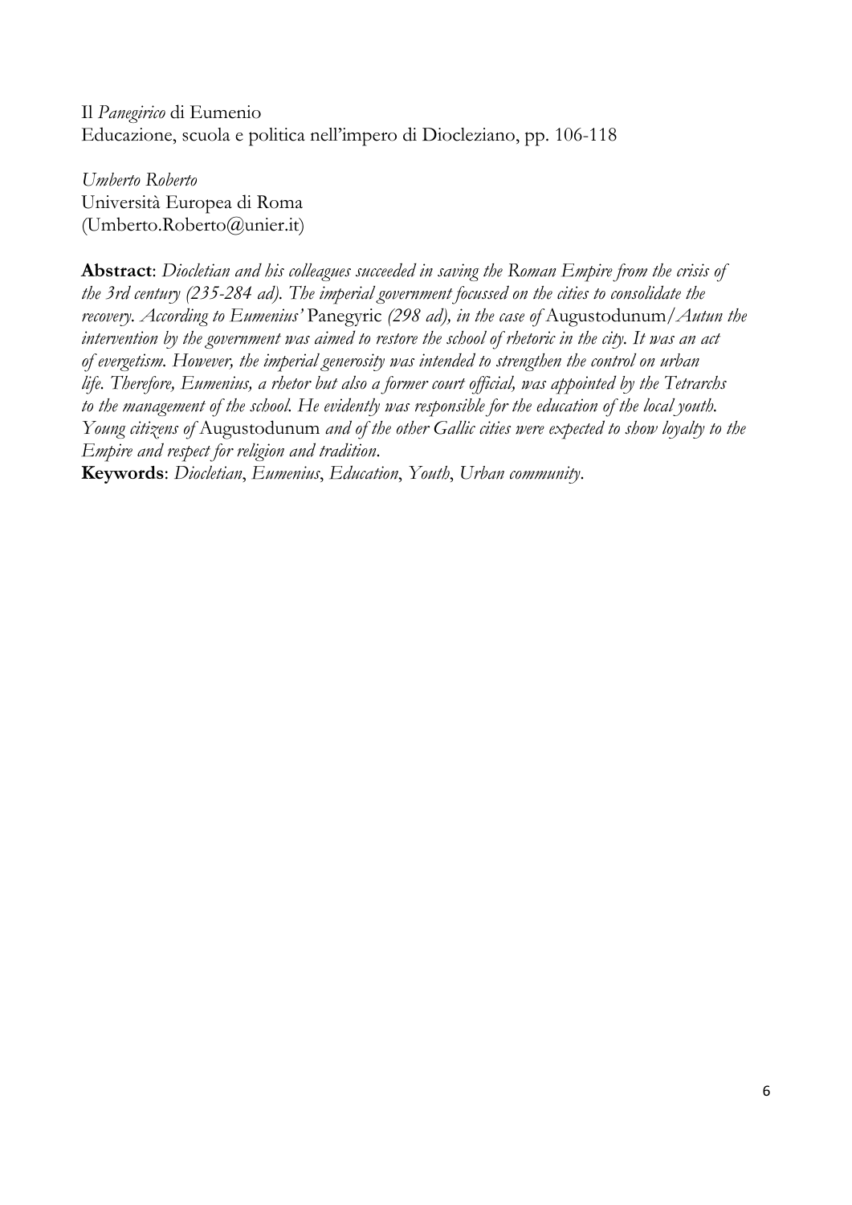Il *Panegirico* di Eumenio
Educazione, scuola e politica nell'impero di Diocleziano, pp. 106-118

*Umberto Roberto*
Università Europea di Roma
(Umberto.Roberto@unier.it)

**Abstract**: *Diocletian and his colleagues succeeded in saving the Roman Empire from the crisis of the 3rd century (235-284 ad). The imperial government focussed on the cities to consolidate the recovery. According to Eumenius'* Panegyric *(298 ad), in the case of* Augustodunum/*Autun the intervention by the government was aimed to restore the school of rhetoric in the city. It was an act of evergetism. However, the imperial generosity was intended to strengthen the control on urban life. Therefore, Eumenius, a rhetor but also a former court official, was appointed by the Tetrarchs to the management of the school. He evidently was responsible for the education of the local youth. Young citizens of* Augustodunum *and of the other Gallic cities were expected to show loyalty to the Empire and respect for religion and tradition.*
**Keywords**: *Diocletian*, *Eumenius*, *Education*, *Youth*, *Urban community*.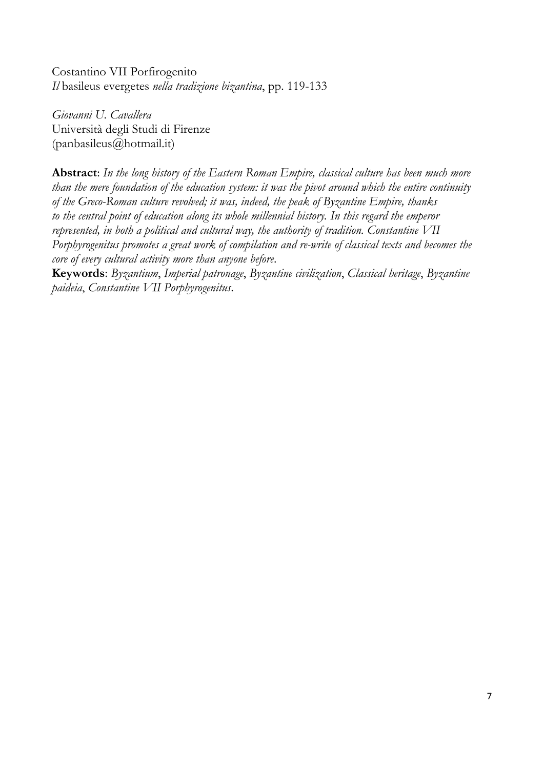Costantino VII Porfirogenito
*Il* basileus evergetes *nella tradizione bizantina*, pp. 119-133

*Giovanni U. Cavallera*
Università degli Studi di Firenze
(panbasileus@hotmail.it)

**Abstract**: *In the long history of the Eastern Roman Empire, classical culture has been much more than the mere foundation of the education system: it was the pivot around which the entire continuity of the Greco-Roman culture revolved; it was, indeed, the peak of Byzantine Empire, thanks to the central point of education along its whole millennial history. In this regard the emperor represented, in both a political and cultural way, the authority of tradition. Constantine VII Porphyrogenitus promotes a great work of compilation and re-write of classical texts and becomes the core of every cultural activity more than anyone before.*

**Keywords**: *Byzantium*, *Imperial patronage*, *Byzantine civilization*, *Classical heritage*, *Byzantine paideia*, *Constantine VII Porphyrogenitus*.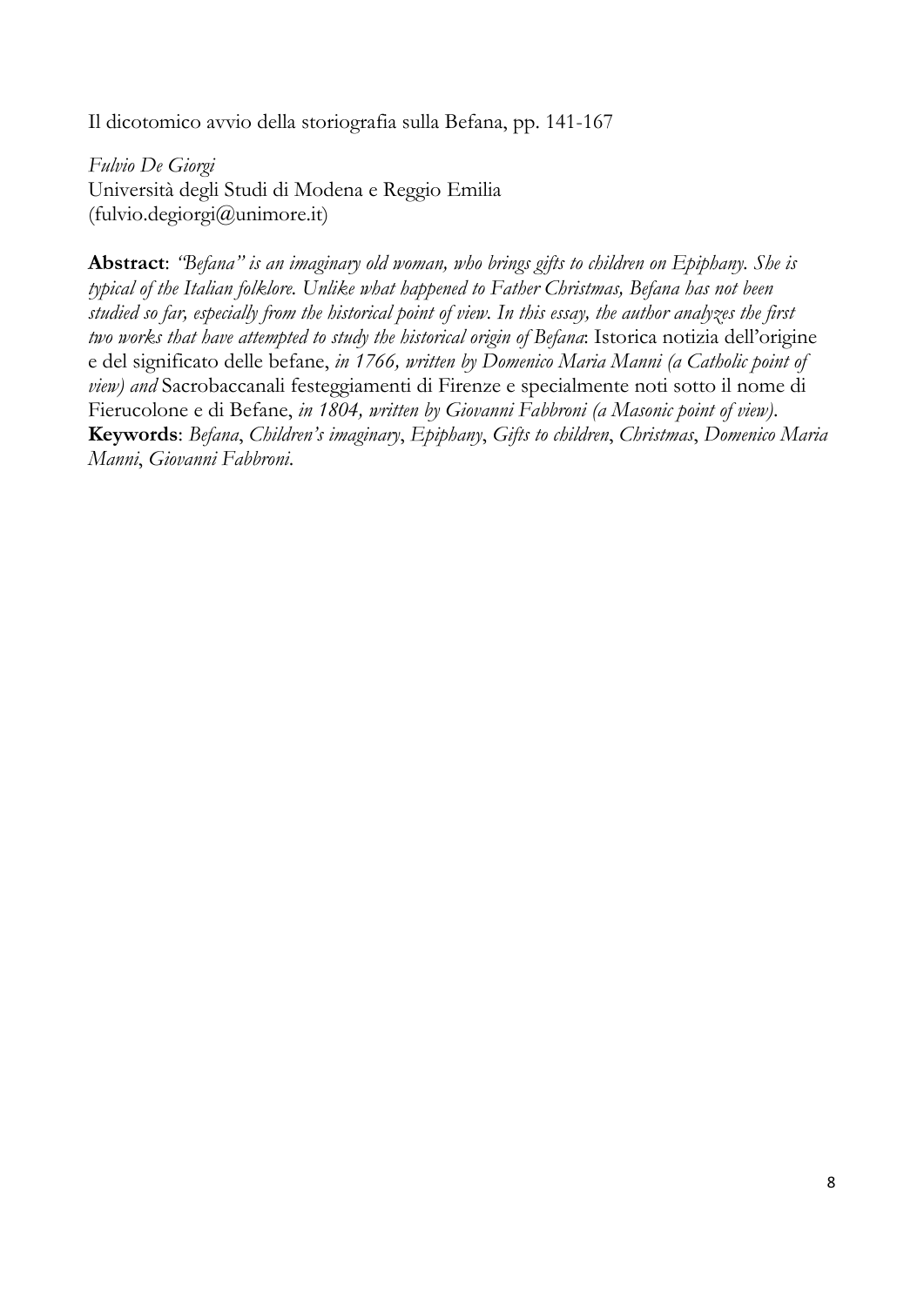Il dicotomico avvio della storiografia sulla Befana, pp. 141-167

*Fulvio De Giorgi*
Università degli Studi di Modena e Reggio Emilia
(fulvio.degiorgi@unimore.it)

**Abstract**: *"Befana" is an imaginary old woman, who brings gifts to children on Epiphany. She is typical of the Italian folklore. Unlike what happened to Father Christmas, Befana has not been studied so far, especially from the historical point of view. In this essay, the author analyzes the first two works that have attempted to study the historical origin of Befana*: Istorica notizia dell'origine e del significato delle befane, *in 1766, written by Domenico Maria Manni (a Catholic point of view) and* Sacrobaccanali festeggiamenti di Firenze e specialmente noti sotto il nome di Fierucolone e di Befane, *in 1804, written by Giovanni Fabbroni (a Masonic point of view).*
**Keywords**: *Befana*, *Children's imaginary*, *Epiphany*, *Gifts to children*, *Christmas*, *Domenico Maria Manni*, *Giovanni Fabbroni*.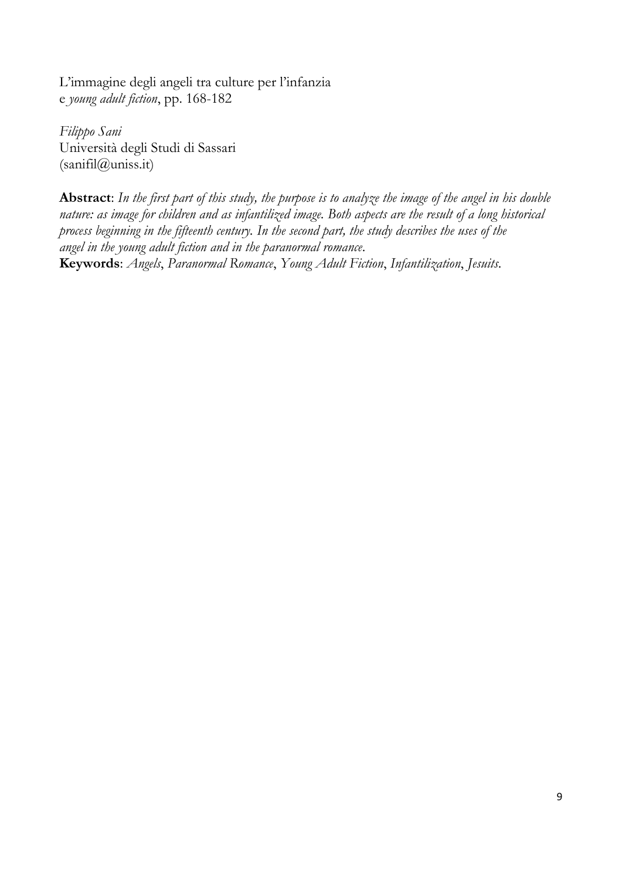L'immagine degli angeli tra culture per l'infanzia
e *young adult fiction*, pp. 168-182

*Filippo Sani*
Università degli Studi di Sassari
(sanifil@uniss.it)

**Abstract**: *In the first part of this study, the purpose is to analyze the image of the angel in his double nature: as image for children and as infantilized image. Both aspects are the result of a long historical process beginning in the fifteenth century. In the second part, the study describes the uses of the angel in the young adult fiction and in the paranormal romance.*
**Keywords**: *Angels*, *Paranormal Romance*, *Young Adult Fiction*, *Infantilization*, *Jesuits*.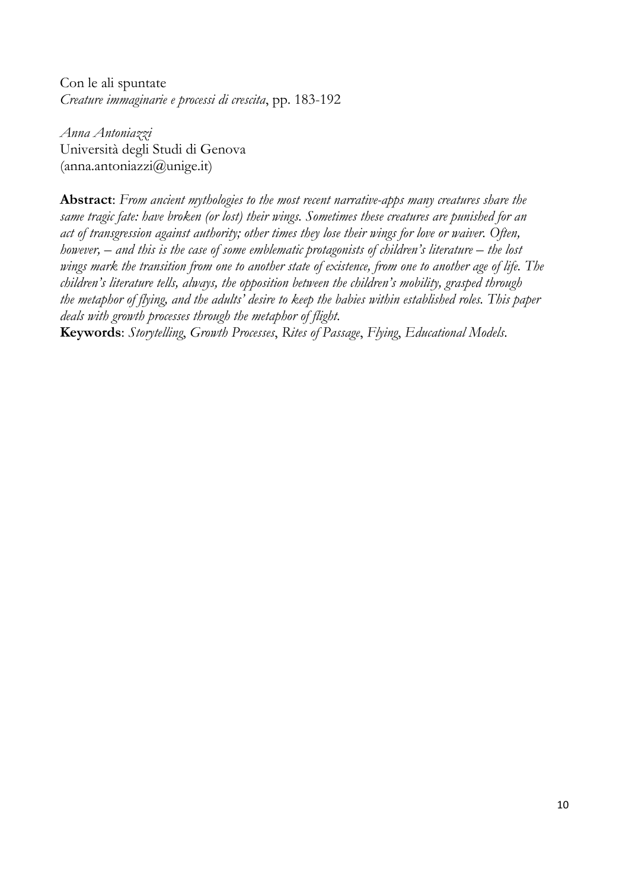Con le ali spuntate
*Creature immaginarie e processi di crescita*, pp. 183-192

*Anna Antoniazzi*
Università degli Studi di Genova
(anna.antoniazzi@unige.it)

**Abstract**: *From ancient mythologies to the most recent narrative-apps many creatures share the same tragic fate: have broken (or lost) their wings. Sometimes these creatures are punished for an act of transgression against authority; other times they lose their wings for love or waiver. Often, however, – and this is the case of some emblematic protagonists of children's literature – the lost wings mark the transition from one to another state of existence, from one to another age of life. The children's literature tells, always, the opposition between the children's mobility, grasped through the metaphor of flying, and the adults' desire to keep the babies within established roles. This paper deals with growth processes through the metaphor of flight.*

**Keywords**: *Storytelling*, *Growth Processes*, *Rites of Passage*, *Flying*, *Educational Models*.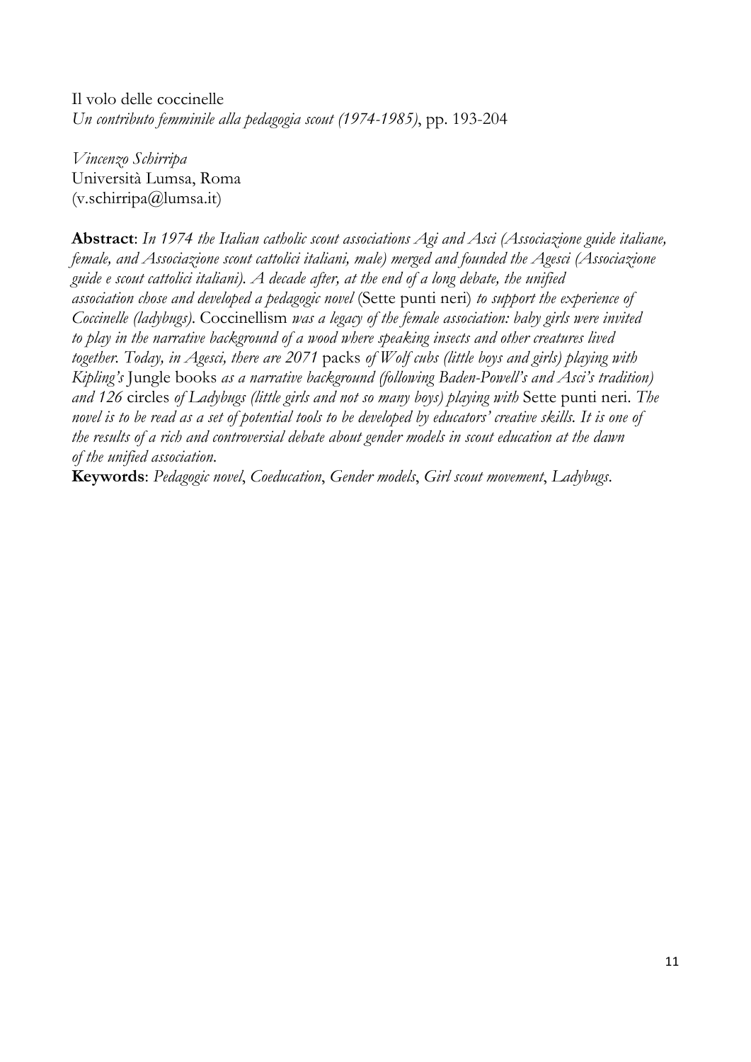Il volo delle coccinelle

*Un contributo femminile alla pedagogia scout (1974-1985)*, pp. 193-204

*Vincenzo Schirripa*
Università Lumsa, Roma
(v.schirripa@lumsa.it)

**Abstract**: *In 1974 the Italian catholic scout associations Agi and Asci (Associazione guide italiane, female, and Associazione scout cattolici italiani, male) merged and founded the Agesci (Associazione guide e scout cattolici italiani). A decade after, at the end of a long debate, the unified association chose and developed a pedagogic novel* (Sette punti neri) *to support the experience of Coccinelle (ladybugs).* Coccinellism *was a legacy of the female association: baby girls were invited to play in the narrative background of a wood where speaking insects and other creatures lived together. Today, in Agesci, there are 2071* packs *of Wolf cubs (little boys and girls) playing with Kipling's* Jungle books *as a narrative background (following Baden-Powell's and Asci's tradition) and 126* circles *of Ladybugs (little girls and not so many boys) playing with* Sette punti neri. *The novel is to be read as a set of potential tools to be developed by educators' creative skills. It is one of the results of a rich and controversial debate about gender models in scout education at the dawn of the unified association.*

**Keywords**: *Pedagogic novel*, *Coeducation*, *Gender models*, *Girl scout movement*, *Ladybugs*.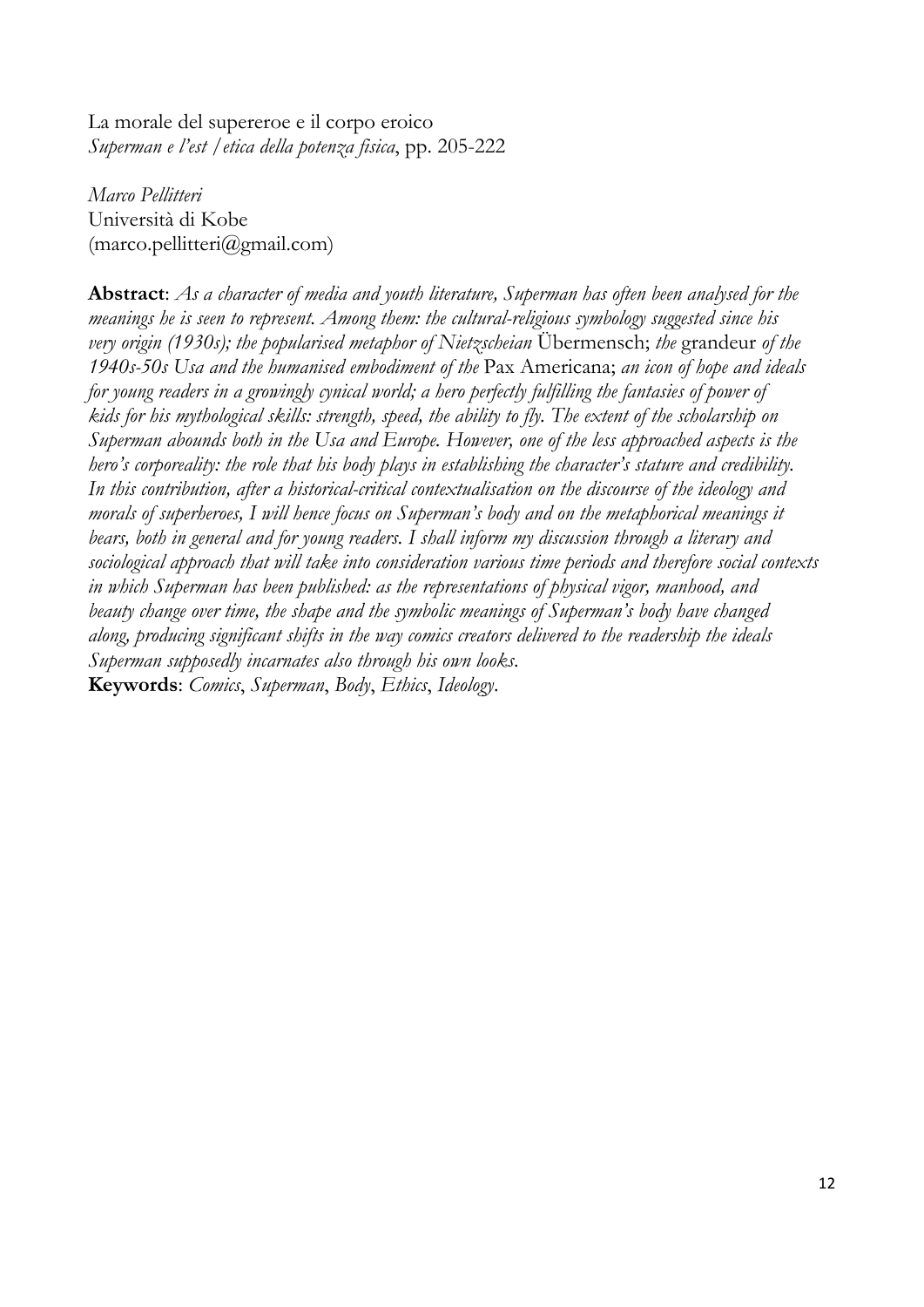La morale del supereroe e il corpo eroico
*Superman e l'est / etica della potenza fisica*, pp. 205-222

*Marco Pellitteri*
Università di Kobe
(marco.pellitteri@gmail.com)

**Abstract**: *As a character of media and youth literature, Superman has often been analysed for the meanings he is seen to represent. Among them: the cultural-religious symbology suggested since his very origin (1930s); the popularised metaphor of Nietzscheian* Übermensch; *the* grandeur *of the 1940s-50s Usa and the humanised embodiment of the* Pax Americana; *an icon of hope and ideals for young readers in a growingly cynical world; a hero perfectly fulfilling the fantasies of power of kids for his mythological skills: strength, speed, the ability to fly. The extent of the scholarship on Superman abounds both in the Usa and Europe. However, one of the less approached aspects is the hero's corporeality: the role that his body plays in establishing the character's stature and credibility. In this contribution, after a historical-critical contextualisation on the discourse of the ideology and morals of superheroes, I will hence focus on Superman's body and on the metaphorical meanings it bears, both in general and for young readers. I shall inform my discussion through a literary and sociological approach that will take into consideration various time periods and therefore social contexts in which Superman has been published: as the representations of physical vigor, manhood, and beauty change over time, the shape and the symbolic meanings of Superman's body have changed along, producing significant shifts in the way comics creators delivered to the readership the ideals Superman supposedly incarnates also through his own looks.*
**Keywords**: *Comics*, *Superman*, *Body*, *Ethics*, *Ideology*.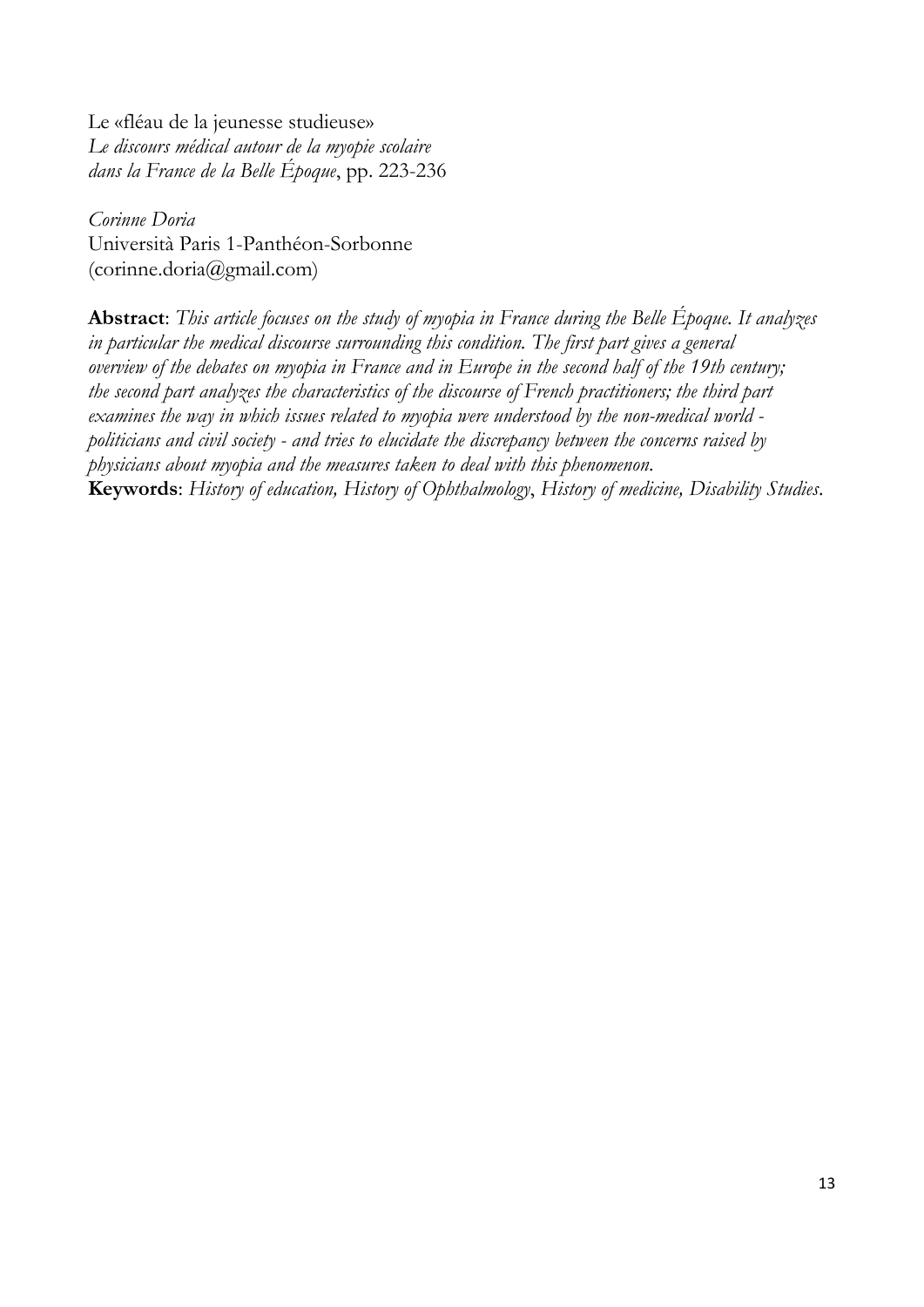Le «fléau de la jeunesse studieuse»
*Le discours médical autour de la myopie scolaire dans la France de la Belle Époque*, pp. 223-236

*Corinne Doria*
Università Paris 1-Panthéon-Sorbonne
(corinne.doria@gmail.com)

**Abstract**: *This article focuses on the study of myopia in France during the Belle Époque. It analyzes in particular the medical discourse surrounding this condition. The first part gives a general overview of the debates on myopia in France and in Europe in the second half of the 19th century; the second part analyzes the characteristics of the discourse of French practitioners; the third part examines the way in which issues related to myopia were understood by the non-medical world - politicians and civil society - and tries to elucidate the discrepancy between the concerns raised by physicians about myopia and the measures taken to deal with this phenomenon.*
**Keywords**: *History of education, History of Ophthalmology, History of medicine, Disability Studies.*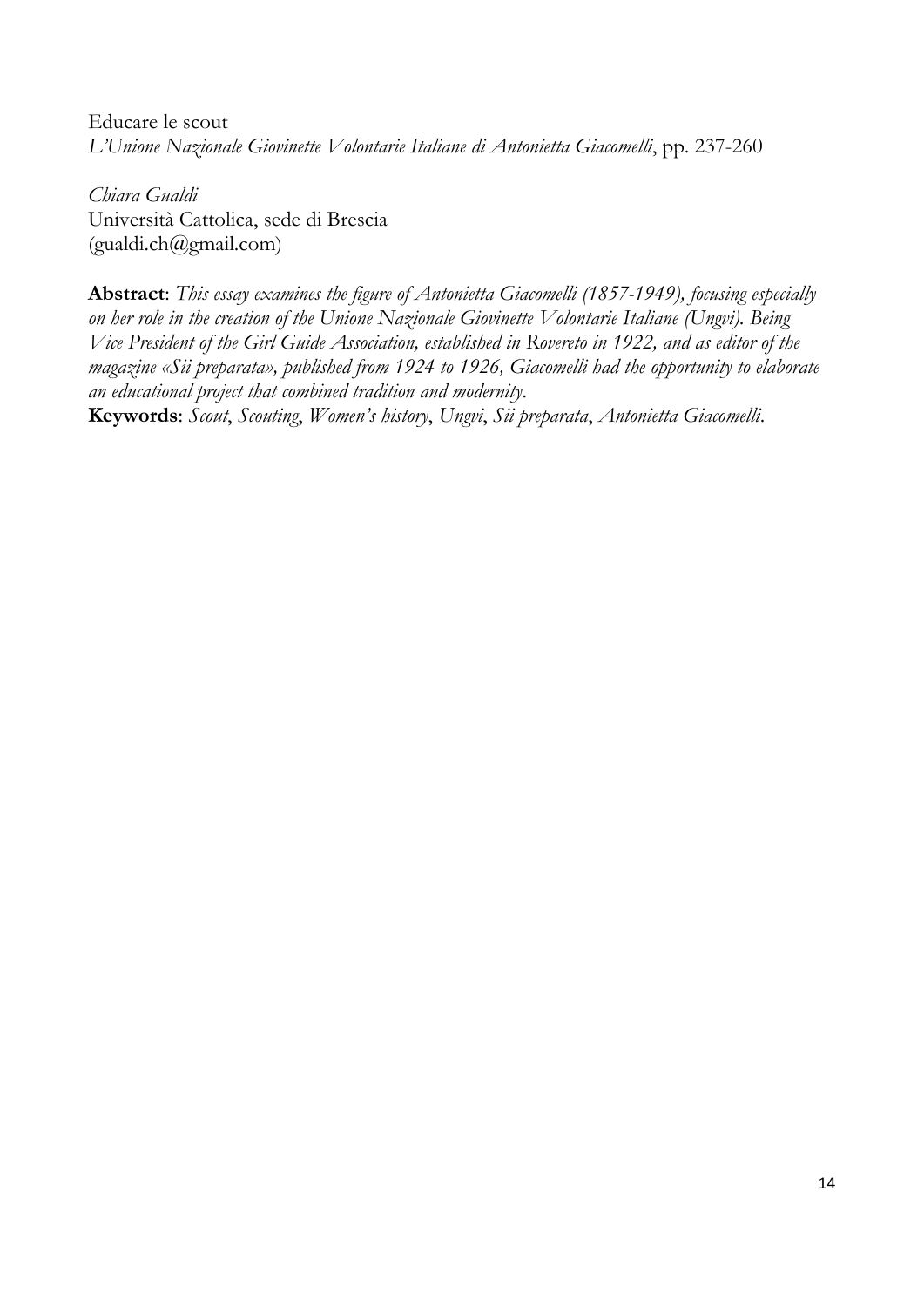Educare le scout
*L'Unione Nazionale Giovinette Volontarie Italiane di Antonietta Giacomelli*, pp. 237-260

*Chiara Gualdi*
Università Cattolica, sede di Brescia
(gualdi.ch@gmail.com)

**Abstract**: *This essay examines the figure of Antonietta Giacomelli (1857-1949), focusing especially on her role in the creation of the Unione Nazionale Giovinette Volontarie Italiane (Ungvi). Being Vice President of the Girl Guide Association, established in Rovereto in 1922, and as editor of the magazine «Sii preparata», published from 1924 to 1926, Giacomelli had the opportunity to elaborate an educational project that combined tradition and modernity*.
**Keywords**: *Scout*, *Scouting*, *Women's history*, *Ungvi*, *Sii preparata*, *Antonietta Giacomelli*.